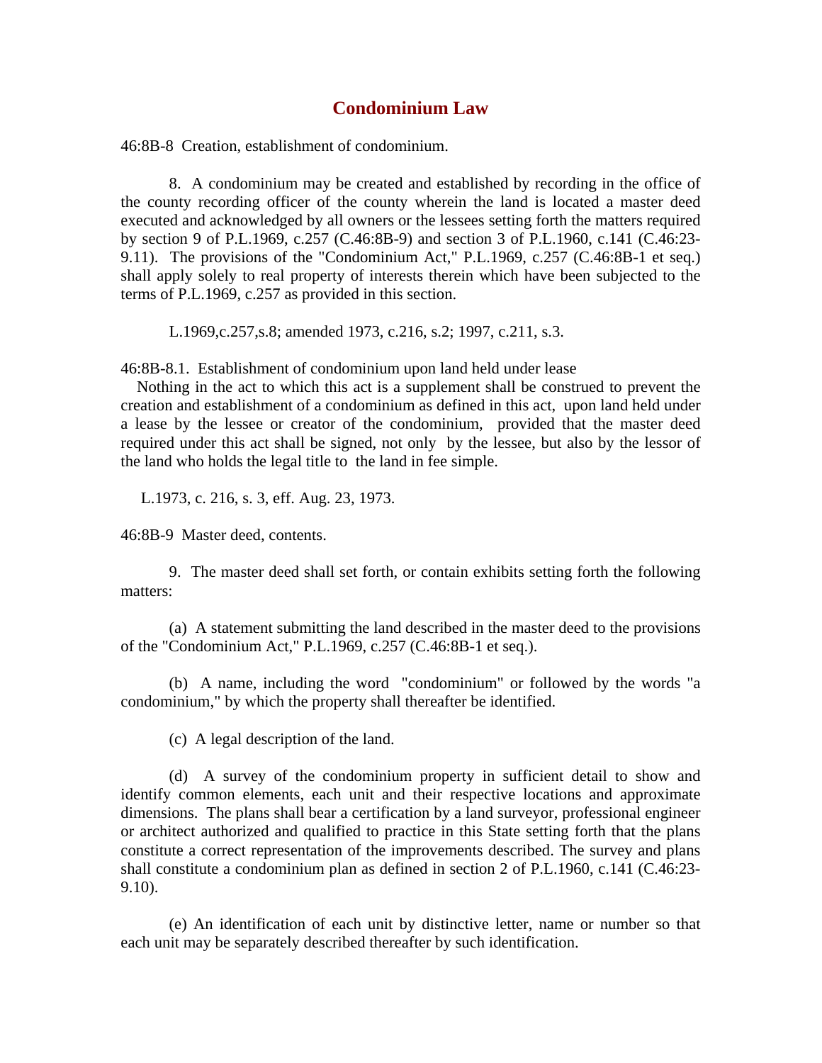# Condominium Law

46:8B-8 Creation, establishment of condominium.

8. A condominium may be created and established by recording in the office of the county recording officer of the county wherein the land is located a master deed executed and acknowledged by all owners or the lessees setting forth the matters required by section 9 of P.L.1969, c.257 (C.46:8B-9) and section 3 of P.L.1960, c.141 (C.46:23-9.11). The provisions of the "Condominium Act," P.L.1969, c.257 (C.46:8B-1 et seq.) shall apply solely to real property of interests therein which have been subjected to the terms of P.L.1969, c.257 as provided in this section.

L.1969,c.257,s.8; amended 1973, c.216, s.2; 1997, c.211, s.3.

46:8B-8.1. Establishment of condominium upon land held under lease

Nothing in the act to which this act is a supplement shall be construed to prevent the creation and establishment of a condominium as defined in this act, upon land held under a lease by the lessee or creator of the condominium, provided that the master deed required under this act shall be signed, not only by the lessee, but also by the lessor of the land who holds the legal title to the land in fee simple.

L.1973, c. 216, s. 3, eff. Aug. 23, 1973.

46:8B-9 Master deed, contents.

9. The master deed shall set forth, or contain exhibits setting forth the following matters:

(a) A statement submitting the land described in the master deed to the provisions of the "Condominium Act," P.L.1969, c.257 (C.46:8B-1 et seq.).

(b) A name, including the word "condominium" or followed by the words "a condominium," by which the property shall thereafter be identified.

(c) A legal description of the land.

(d) A survey of the condominium property in sufficient detail to show and identify common elements, each unit and their respective locations and approximate dimensions. The plans shall bear a certification by a land surveyor, professional engineer or architect authorized and qualified to practice in this State setting forth that the plans constitute a correct representation of the improvements described. The survey and plans shall constitute a condominium plan as defined in section 2 of P.L.1960, c.141 (C.46:23-9.10).

(e) An identification of each unit by distinctive letter, name or number so that each unit may be separately described thereafter by such identification.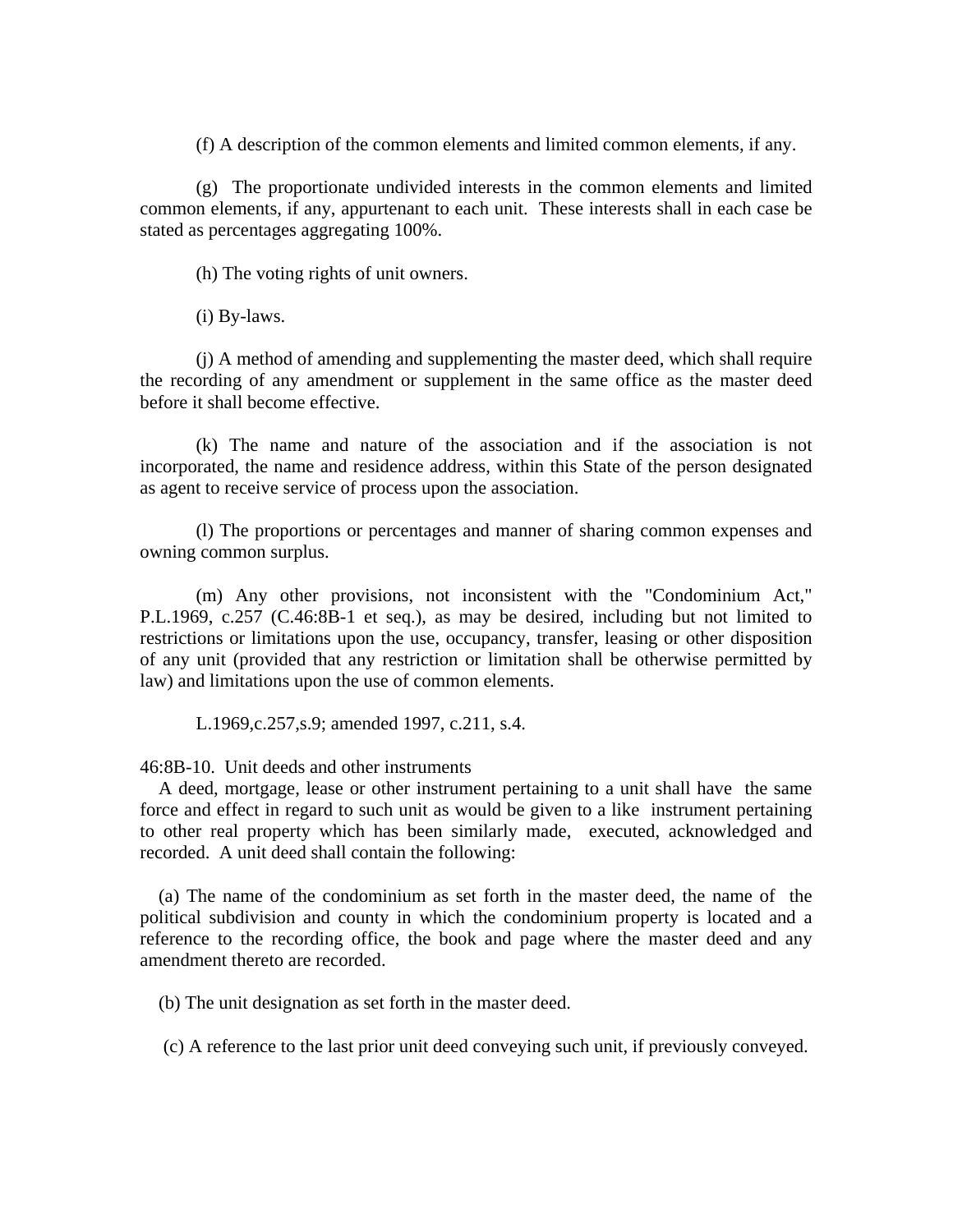(f) A description of the common elements and limited common elements, if any.

(g) The proportionate undivided interests in the common elements and limited common elements, if any, appurtenant to each unit. These interests shall in each case be stated as percentages aggregating 100%.

(h) The voting rights of unit owners.

(i) By-laws.

(j) A method of amending and supplementing the master deed, which shall require the recording of any amendment or supplement in the same office as the master deed before it shall become effective.

(k) The name and nature of the association and if the association is not incorporated, the name and residence address, within this State of the person designated as agent to receive service of process upon the association.

(l) The proportions or percentages and manner of sharing common expenses and owning common surplus.

(m) Any other provisions, not inconsistent with the "Condominium Act," P.L.1969, c.257 (C.46:8B-1 et seq.), as may be desired, including but not limited to restrictions or limitations upon the use, occupancy, transfer, leasing or other disposition of any unit (provided that any restriction or limitation shall be otherwise permitted by law) and limitations upon the use of common elements.

L.1969,c.257,s.9; amended 1997, c.211, s.4.

46:8B-10. Unit deeds and other instruments

A deed, mortgage, lease or other instrument pertaining to a unit shall have the same force and effect in regard to such unit as would be given to a like instrument pertaining to other real property which has been similarly made, executed, acknowledged and recorded. A unit deed shall contain the following:

(a) The name of the condominium as set forth in the master deed, the name of the political subdivision and county in which the condominium property is located and a reference to the recording office, the book and page where the master deed and any amendment thereto are recorded.

(b) The unit designation as set forth in the master deed.

(c) A reference to the last prior unit deed conveying such unit, if previously conveyed.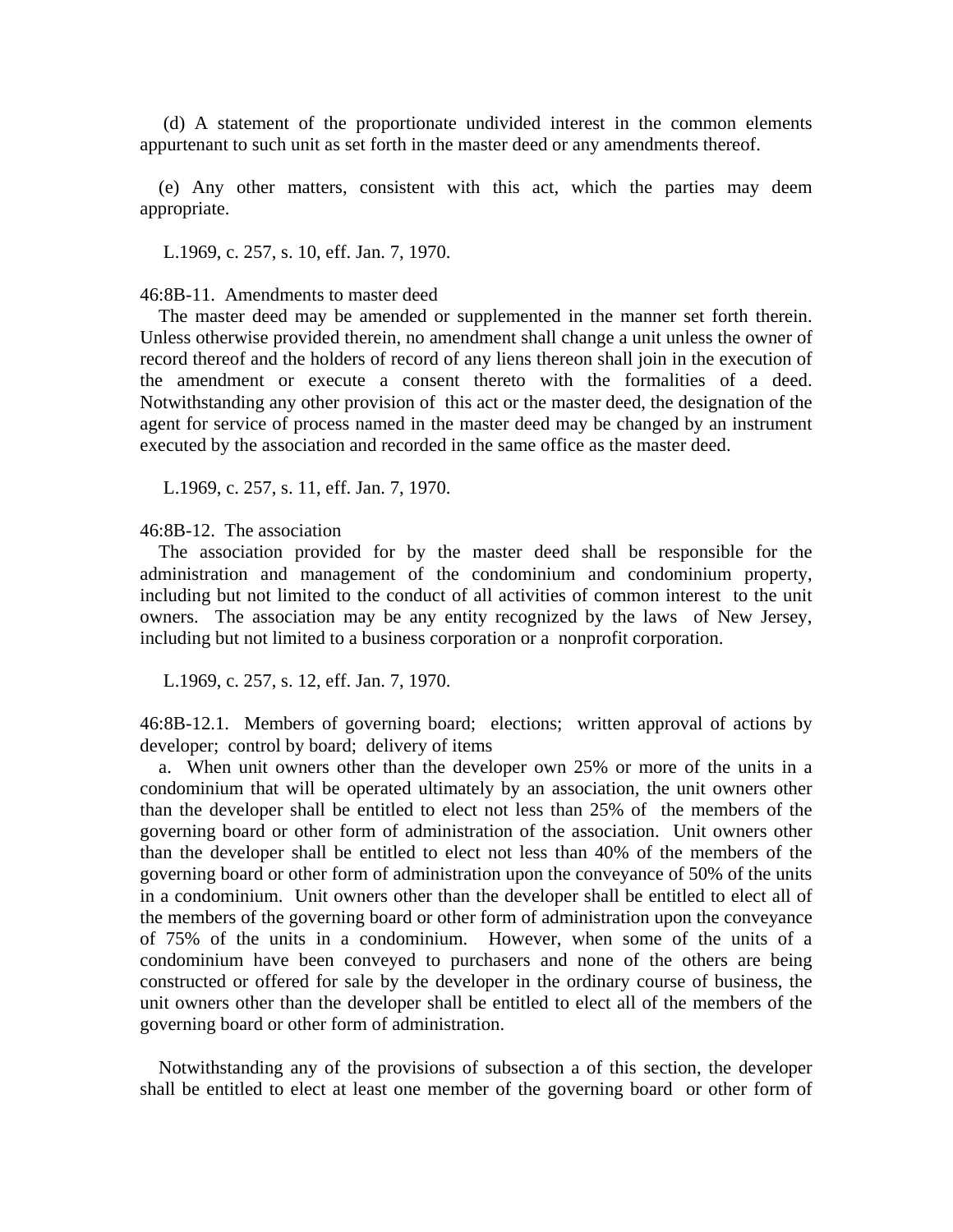(d) A statement of the proportionate undivided interest in the common elements appurtenant to such unit as set forth in the master deed or any amendments thereof.

(e) Any other matters, consistent with this act, which the parties may deem appropriate.

L.1969, c. 257, s. 10, eff. Jan. 7, 1970.

46:8B-11. Amendments to master deed

The master deed may be amended or supplemented in the manner set forth therein. Unless otherwise provided therein, no amendment shall change a unit unless the owner of record thereof and the holders of record of any liens thereon shall join in the execution of the amendment or execute a consent thereto with the formalities of a deed. Notwithstanding any other provision of this act or the master deed, the designation of the agent for service of process named in the master deed may be changed by an instrument executed by the association and recorded in the same office as the master deed.

L.1969, c. 257, s. 11, eff. Jan. 7, 1970.

46:8B-12. The association

The association provided for by the master deed shall be responsible for the administration and management of the condominium and condominium property, including but not limited to the conduct of all activities of common interest to the unit owners. The association may be any entity recognized by the laws of New Jersey, including but not limited to a business corporation or a nonprofit corporation.

L.1969, c. 257, s. 12, eff. Jan. 7, 1970.

46:8B-12.1. Members of governing board; elections; written approval of actions by developer; control by board; delivery of items

a. When unit owners other than the developer own 25% or more of the units in a condominium that will be operated ultimately by an association, the unit owners other than the developer shall be entitled to elect not less than 25% of the members of the governing board or other form of administration of the association. Unit owners other than the developer shall be entitled to elect not less than 40% of the members of the governing board or other form of administration upon the conveyance of 50% of the units in a condominium. Unit owners other than the developer shall be entitled to elect all of the members of the governing board or other form of administration upon the conveyance of 75% of the units in a condominium. However, when some of the units of a condominium have been conveyed to purchasers and none of the others are being constructed or offered for sale by the developer in the ordinary course of business, the unit owners other than the developer shall be entitled to elect all of the members of the governing board or other form of administration.

Notwithstanding any of the provisions of subsection a of this section, the developer shall be entitled to elect at least one member of the governing board or other form of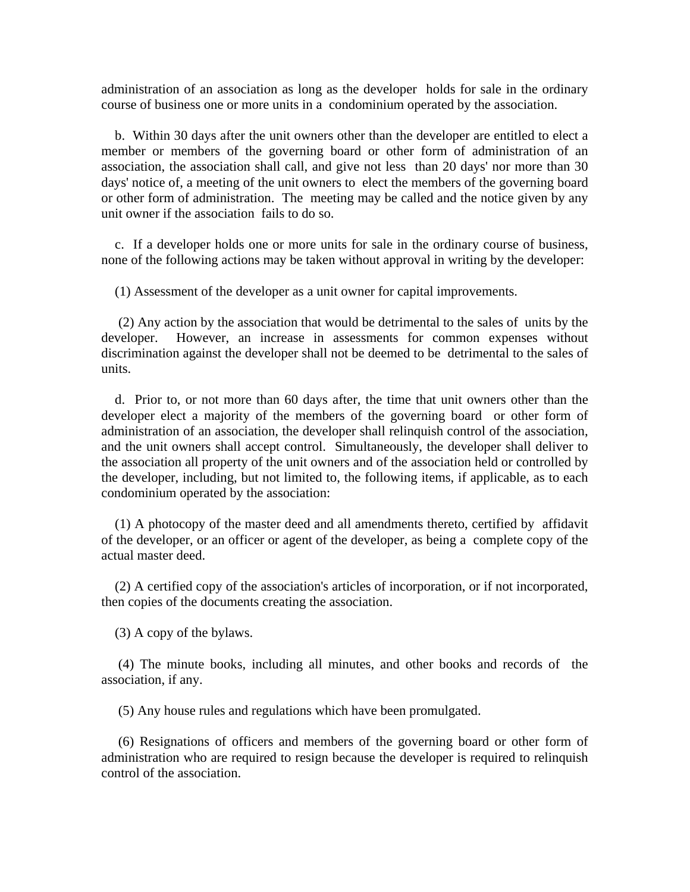administration of an association as long as the developer holds for sale in the ordinary course of business one or more units in a condominium operated by the association.

b. Within 30 days after the unit owners other than the developer are entitled to elect a member or members of the governing board or other form of administration of an association, the association shall call, and give not less than 20 days' nor more than 30 days' notice of, a meeting of the unit owners to elect the members of the governing board or other form of administration. The meeting may be called and the notice given by any unit owner if the association fails to do so.

c. If a developer holds one or more units for sale in the ordinary course of business, none of the following actions may be taken without approval in writing by the developer:

(1) Assessment of the developer as a unit owner for capital improvements.

(2) Any action by the association that would be detrimental to the sales of units by the developer. However, an increase in assessments for common expenses without discrimination against the developer shall not be deemed to be detrimental to the sales of units.

d. Prior to, or not more than 60 days after, the time that unit owners other than the developer elect a majority of the members of the governing board or other form of administration of an association, the developer shall relinquish control of the association, and the unit owners shall accept control. Simultaneously, the developer shall deliver to the association all property of the unit owners and of the association held or controlled by the developer, including, but not limited to, the following items, if applicable, as to each condominium operated by the association:

(1) A photocopy of the master deed and all amendments thereto, certified by affidavit of the developer, or an officer or agent of the developer, as being a complete copy of the actual master deed.

(2) A certified copy of the association's articles of incorporation, or if not incorporated, then copies of the documents creating the association.

(3) A copy of the bylaws.

(4) The minute books, including all minutes, and other books and records of the association, if any.

(5) Any house rules and regulations which have been promulgated.

(6) Resignations of officers and members of the governing board or other form of administration who are required to resign because the developer is required to relinquish control of the association.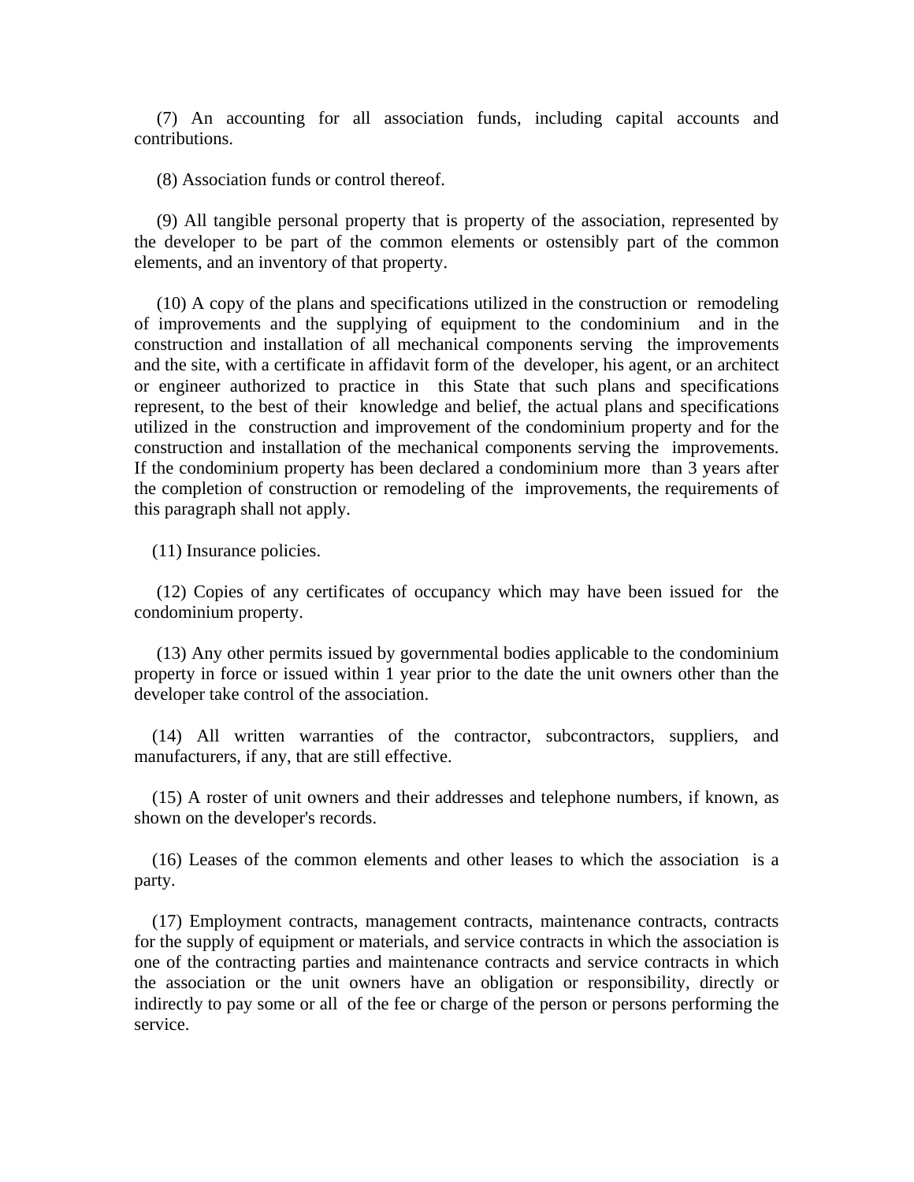(7) An accounting for all association funds, including capital accounts and contributions.

(8) Association funds or control thereof.

(9) All tangible personal property that is property of the association, represented by the developer to be part of the common elements or ostensibly part of the common elements, and an inventory of that property.

(10) A copy of the plans and specifications utilized in the construction or remodeling of improvements and the supplying of equipment to the condominium and in the construction and installation of all mechanical components serving the improvements and the site, with a certificate in affidavit form of the developer, his agent, or an architect or engineer authorized to practice in this State that such plans and specifications represent, to the best of their knowledge and belief, the actual plans and specifications utilized in the construction and improvement of the condominium property and for the construction and installation of the mechanical components serving the improvements. If the condominium property has been declared a condominium more than 3 years after the completion of construction or remodeling of the improvements, the requirements of this paragraph shall not apply.

(11) Insurance policies.

(12) Copies of any certificates of occupancy which may have been issued for the condominium property.

(13) Any other permits issued by governmental bodies applicable to the condominium property in force or issued within 1 year prior to the date the unit owners other than the developer take control of the association.

(14) All written warranties of the contractor, subcontractors, suppliers, and manufacturers, if any, that are still effective.

(15) A roster of unit owners and their addresses and telephone numbers, if known, as shown on the developer's records.

(16) Leases of the common elements and other leases to which the association is a party.

(17) Employment contracts, management contracts, maintenance contracts, contracts for the supply of equipment or materials, and service contracts in which the association is one of the contracting parties and maintenance contracts and service contracts in which the association or the unit owners have an obligation or responsibility, directly or indirectly to pay some or all of the fee or charge of the person or persons performing the service.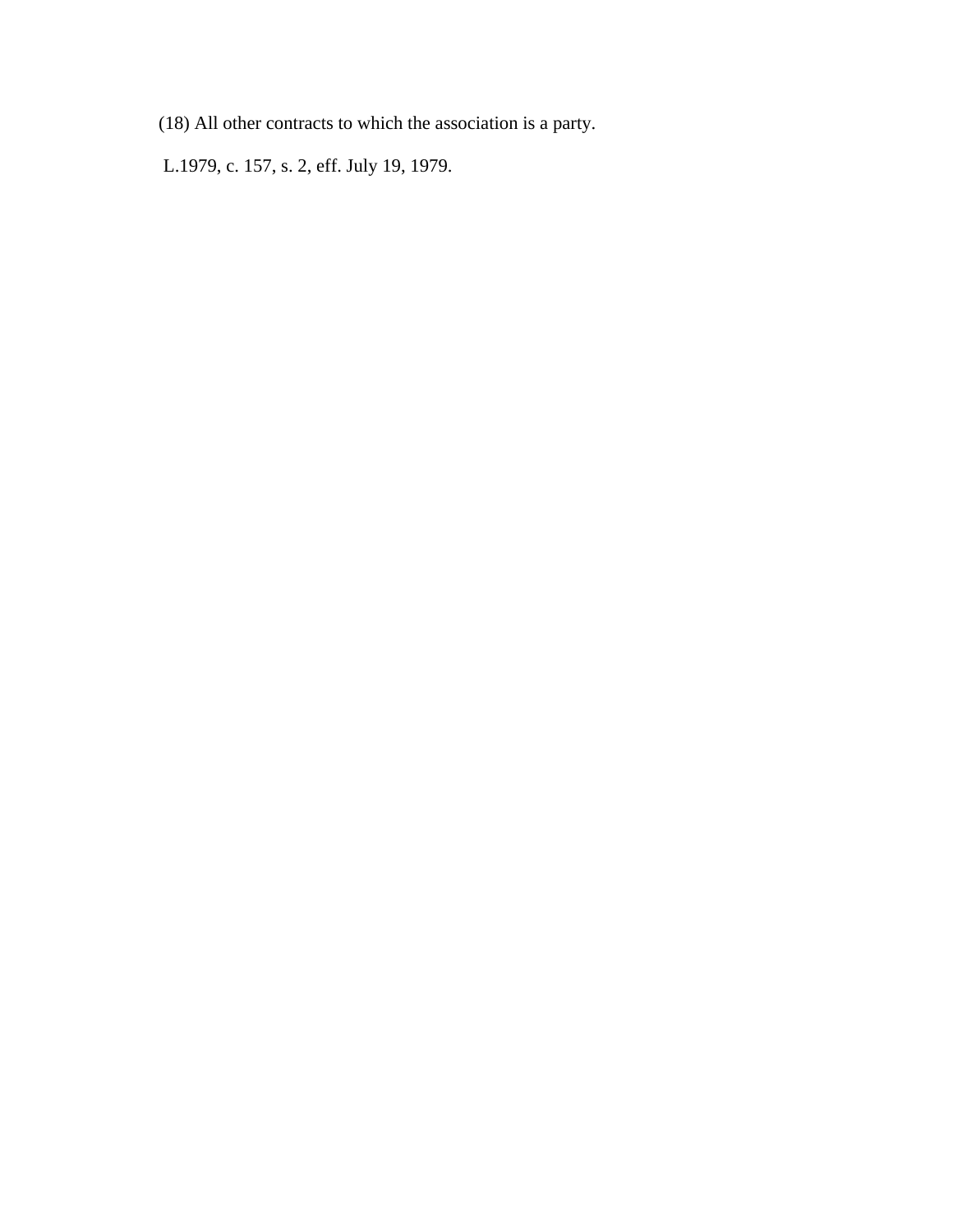(18) All other contracts to which the association is a party.

L.1979, c. 157, s. 2, eff. July 19, 1979.